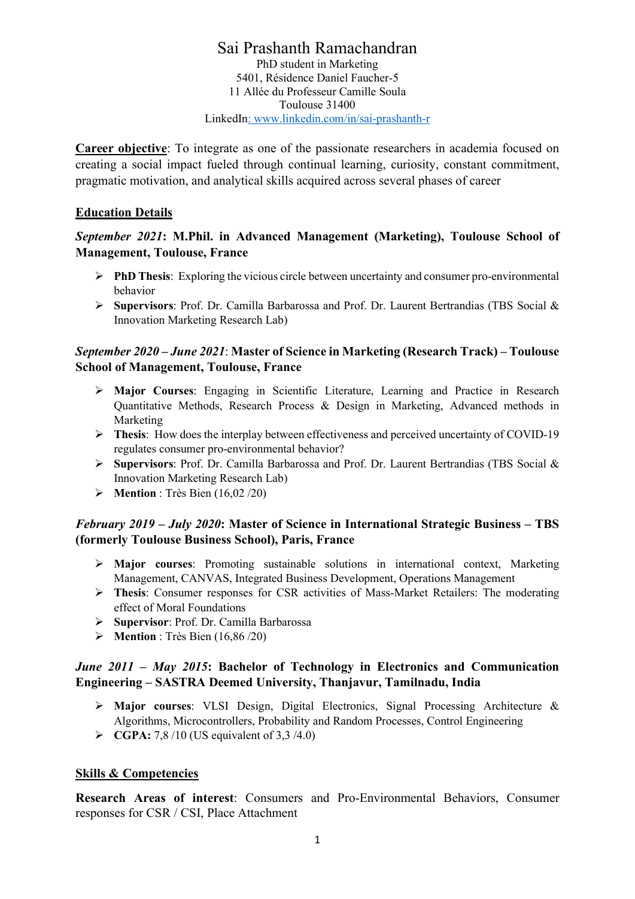# Sai Prashanth Ramachandran

PhD student in Marketing
5401, Résidence Daniel Faucher-5
11 Allée du Professeur Camille Soula
Toulouse 31400
LinkedIn: www.linkedin.com/in/sai-prashanth-r

**Career objective**: To integrate as one of the passionate researchers in academia focused on creating a social impact fueled through continual learning, curiosity, constant commitment, pragmatic motivation, and analytical skills acquired across several phases of career

## Education Details

### *September 2021*: M.Phil. in Advanced Management (Marketing), Toulouse School of Management, Toulouse, France

- **PhD Thesis**: Exploring the vicious circle between uncertainty and consumer pro-environmental behavior
- **Supervisors**: Prof. Dr. Camilla Barbarossa and Prof. Dr. Laurent Bertrandias (TBS Social & Innovation Marketing Research Lab)

### *September 2020 – June 2021*: Master of Science in Marketing (Research Track) – Toulouse School of Management, Toulouse, France

- **Major Courses**: Engaging in Scientific Literature, Learning and Practice in Research Quantitative Methods, Research Process & Design in Marketing, Advanced methods in Marketing
- **Thesis**: How does the interplay between effectiveness and perceived uncertainty of COVID-19 regulates consumer pro-environmental behavior?
- **Supervisors**: Prof. Dr. Camilla Barbarossa and Prof. Dr. Laurent Bertrandias (TBS Social & Innovation Marketing Research Lab)
- **Mention** : Très Bien (16,02 /20)

### *February 2019 – July 2020*: Master of Science in International Strategic Business – TBS (formerly Toulouse Business School), Paris, France

- **Major courses**: Promoting sustainable solutions in international context, Marketing Management, CANVAS, Integrated Business Development, Operations Management
- **Thesis**: Consumer responses for CSR activities of Mass-Market Retailers: The moderating effect of Moral Foundations
- **Supervisor**: Prof. Dr. Camilla Barbarossa
- **Mention** : Très Bien (16,86 /20)

### *June 2011 – May 2015*: Bachelor of Technology in Electronics and Communication Engineering – SASTRA Deemed University, Thanjavur, Tamilnadu, India

- **Major courses**: VLSI Design, Digital Electronics, Signal Processing Architecture & Algorithms, Microcontrollers, Probability and Random Processes, Control Engineering
- **CGPA:** 7,8 /10 (US equivalent of 3,3 /4.0)

## Skills & Competencies

**Research Areas of interest**: Consumers and Pro-Environmental Behaviors, Consumer responses for CSR / CSI, Place Attachment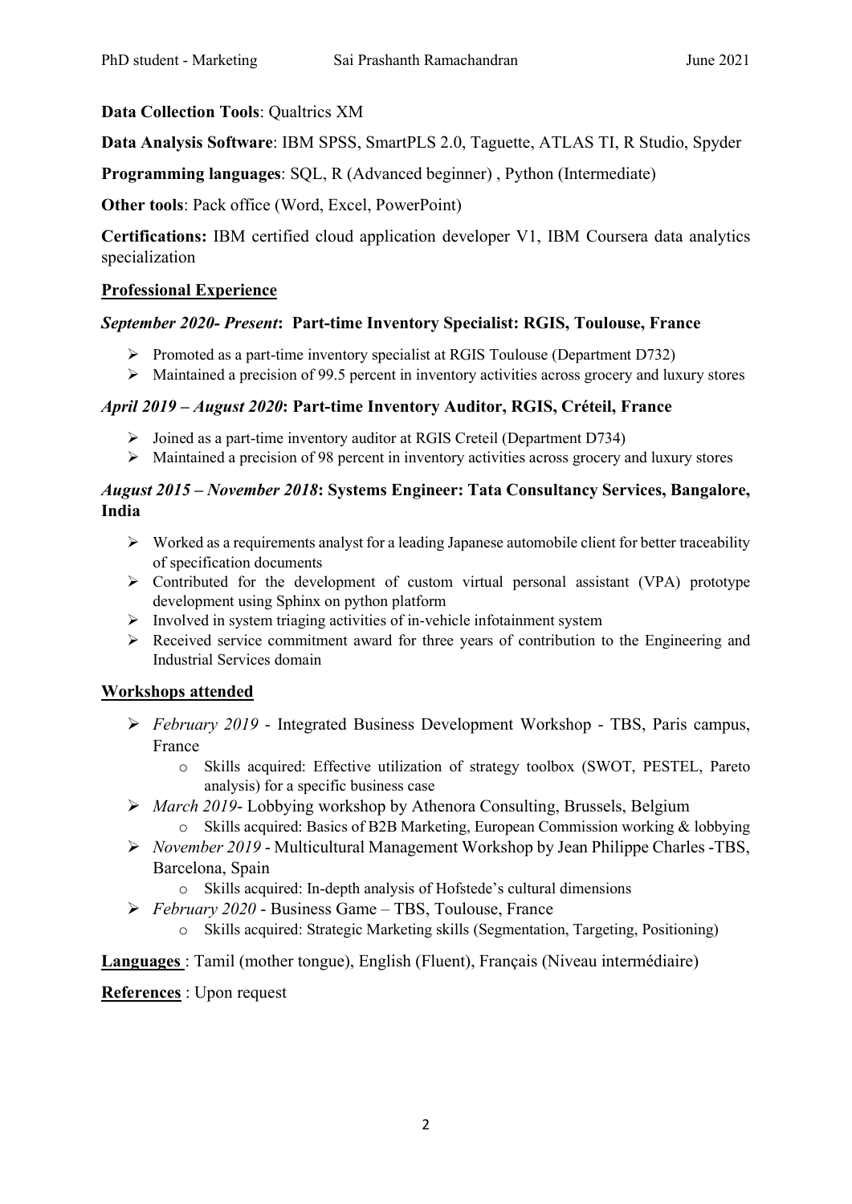**Data Collection Tools**: Qualtrics XM

**Data Analysis Software**: IBM SPSS, SmartPLS 2.0, Taguette, ATLAS TI, R Studio, Spyder

**Programming languages**: SQL, R (Advanced beginner) , Python (Intermediate)

**Other tools**: Pack office (Word, Excel, PowerPoint)

**Certifications:** IBM certified cloud application developer V1, IBM Coursera data analytics specialization

## Professional Experience

### *September 2020- Present*: Part-time Inventory Specialist: RGIS, Toulouse, France

- Promoted as a part-time inventory specialist at RGIS Toulouse (Department D732)
- Maintained a precision of 99.5 percent in inventory activities across grocery and luxury stores

### *April 2019 – August 2020*: Part-time Inventory Auditor, RGIS, Créteil, France

- Joined as a part-time inventory auditor at RGIS Creteil (Department D734)
- Maintained a precision of 98 percent in inventory activities across grocery and luxury stores

### *August 2015 – November 2018*: Systems Engineer: Tata Consultancy Services, Bangalore, India

- Worked as a requirements analyst for a leading Japanese automobile client for better traceability of specification documents
- Contributed for the development of custom virtual personal assistant (VPA) prototype development using Sphinx on python platform
- Involved in system triaging activities of in-vehicle infotainment system
- Received service commitment award for three years of contribution to the Engineering and Industrial Services domain

## Workshops attended

- *February 2019* - Integrated Business Development Workshop - TBS, Paris campus, France
  - Skills acquired: Effective utilization of strategy toolbox (SWOT, PESTEL, Pareto analysis) for a specific business case
- *March 2019*- Lobbying workshop by Athenora Consulting, Brussels, Belgium
  - Skills acquired: Basics of B2B Marketing, European Commission working & lobbying
- *November 2019* - Multicultural Management Workshop by Jean Philippe Charles -TBS, Barcelona, Spain
  - Skills acquired: In-depth analysis of Hofstede's cultural dimensions
- *February 2020* - Business Game – TBS, Toulouse, France
  - Skills acquired: Strategic Marketing skills (Segmentation, Targeting, Positioning)

**Languages** : Tamil (mother tongue), English (Fluent), Français (Niveau intermédiaire)

**References** : Upon request